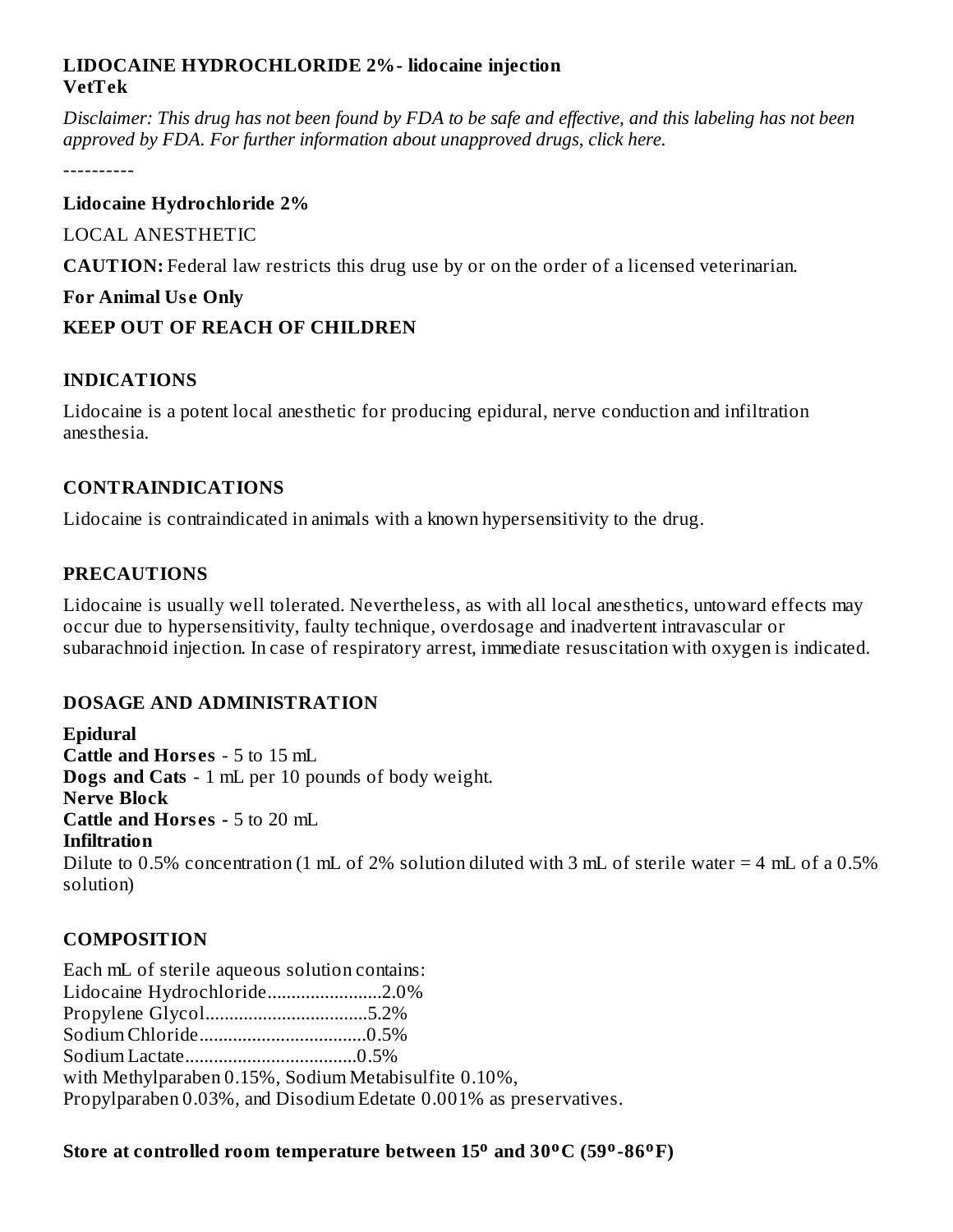**LIDOCAINE HYDROCHLORIDE 2%- lidocaine injection**
**VetTek**

*Disclaimer: This drug has not been found by FDA to be safe and effective, and this labeling has not been approved by FDA. For further information about unapproved drugs, click here.*

----------

**Lidocaine Hydrochloride 2%**

LOCAL ANESTHETIC

**CAUTION:** Federal law restricts this drug use by or on the order of a licensed veterinarian.

**For Animal Use Only**

**KEEP OUT OF REACH OF CHILDREN**

## INDICATIONS

Lidocaine is a potent local anesthetic for producing epidural, nerve conduction and infiltration anesthesia.

## CONTRAINDICATIONS

Lidocaine is contraindicated in animals with a known hypersensitivity to the drug.

## PRECAUTIONS

Lidocaine is usually well tolerated. Nevertheless, as with all local anesthetics, untoward effects may occur due to hypersensitivity, faulty technique, overdosage and inadvertent intravascular or subarachnoid injection. In case of respiratory arrest, immediate resuscitation with oxygen is indicated.

## DOSAGE AND ADMINISTRATION

**Epidural**
**Cattle and Horses** - 5 to 15 mL
**Dogs and Cats** - 1 mL per 10 pounds of body weight.
**Nerve Block**
**Cattle and Horses -** 5 to 20 mL
**Infiltration**
Dilute to 0.5% concentration (1 mL of 2% solution diluted with 3 mL of sterile water = 4 mL of a 0.5% solution)

## COMPOSITION

Each mL of sterile aqueous solution contains:
Lidocaine Hydrochloride........................2.0%
Propylene Glycol..................................5.2%
Sodium Chloride...................................0.5%
Sodium Lactate....................................0.5%
with Methylparaben 0.15%, Sodium Metabisulfite 0.10%,
Propylparaben 0.03%, and Disodium Edetate 0.001% as preservatives.

**Store at controlled room temperature between 15º and 30ºC (59º-86ºF)**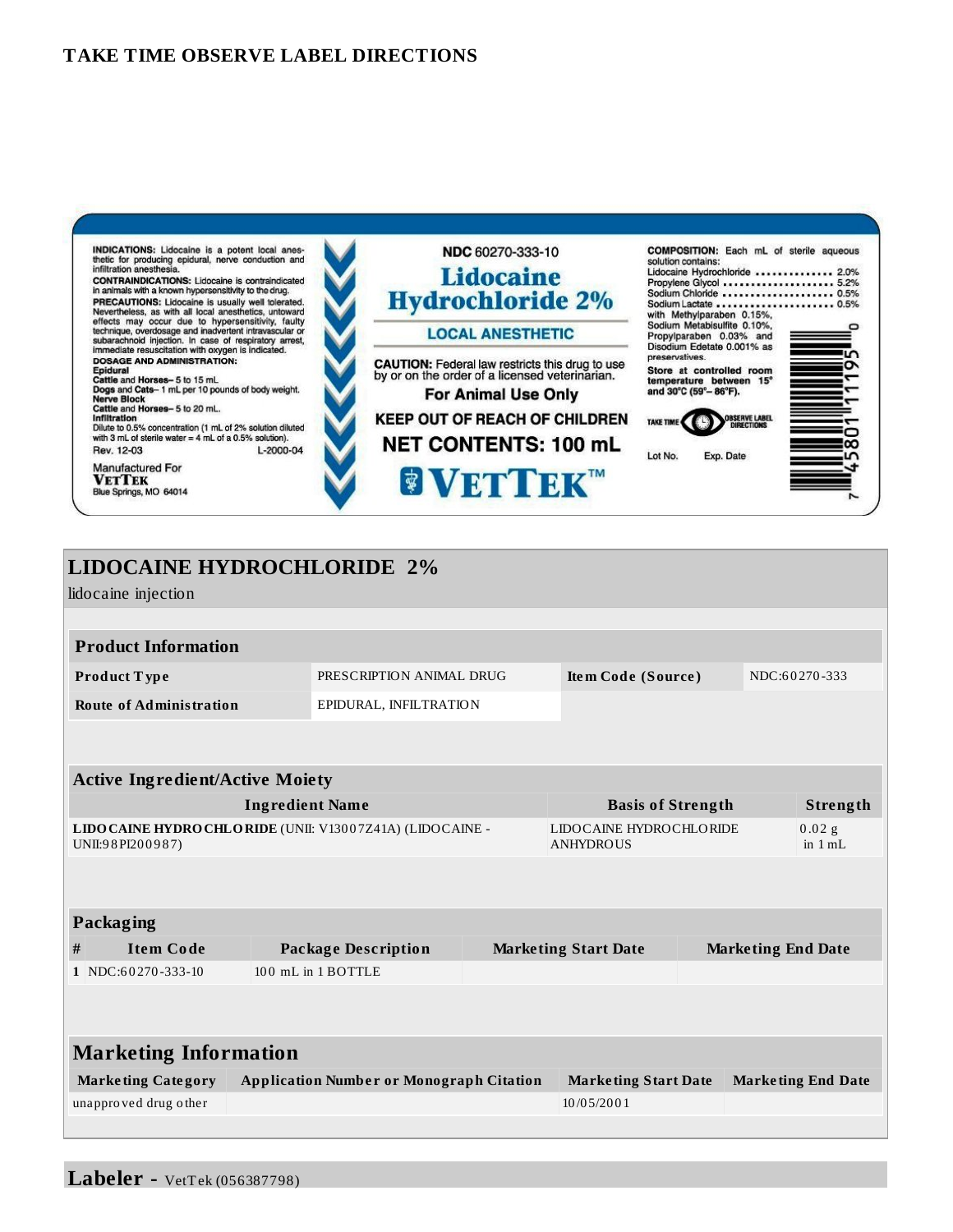**TAKE TIME OBSERVE LABEL DIRECTIONS**

**INDICATIONS:** Lidocaine is a potent local anesthetic for producing epidural, nerve conduction and infiltration anesthesia.
**CONTRAINDICATIONS:** Lidocaine is contraindicated in animals with a known hypersensitivity to the drug.
**PRECAUTIONS:** Lidocaine is usually well tolerated. Nevertheless, as with all local anesthetics, untoward effects may occur due to hypersensitivity, faulty technique, overdosage and inadvertent intravascular or subarachnoid injection. In case of respiratory arrest, immediate resuscitation with oxygen is indicated.
**DOSAGE AND ADMINISTRATION:**
**Epidural**
**Cattle** and **Horses**– 5 to 15 mL.
**Dogs** and **Cats**– 1 mL per 10 pounds of body weight.
**Nerve Block**
**Cattle** and **Horses**– 5 to 20 mL.
**Infiltration**
Dilute to 0.5% concentration (1 mL of 2% solution diluted with 3 mL of sterile water = 4 mL of a 0.5% solution).
Rev. 12-03 L-2000-04
Manufactured For
**VETTEK**
Blue Springs, MO 64014

**NDC** 60270-333-10
**Lidocaine Hydrochloride 2%**
**LOCAL ANESTHETIC**
**CAUTION:** Federal law restricts this drug to use by or on the order of a licensed veterinarian.
**For Animal Use Only**
**KEEP OUT OF REACH OF CHILDREN**
**NET CONTENTS: 100 mL**
**VETTEK™**

**COMPOSITION:** Each mL of sterile aqueous solution contains:
Lidocaine Hydrochloride ............... 2.0%
Propylene Glycol ....................... 5.2%
Sodium Chloride ....................... 0.5%
Sodium Lactate ........................ 0.5%
with Methylparaben 0.15%, Sodium Metabisulfite 0.10%, Propylparaben 0.03% and Disodium Edetate 0.001% as preservatives.
**Store at controlled room temperature between 15° and 30°C (59°– 86°F).**
TAKE TIME OBSERVE LABEL DIRECTIONS
Lot No. Exp. Date

# LIDOCAINE HYDROCHLORIDE 2%

lidocaine injection

| **Product Information** | | | |
|---|---|---|---|
| **Product Type** | PRESCRIPTION ANIMAL DRUG | **Item Code (Source)** | NDC:60270-333 |
| **Route of Administration** | EPIDURAL, INFILTRATION | | |

| **Active Ingredient/Active Moiety** | | |
|---|---|---|
| **Ingredient Name** | **Basis of Strength** | **Strength** |
| **LIDOCAINE HYDROCHLORIDE** (UNII: V13007Z41A) (LIDOCAINE - UNII:98PI200987) | LIDOCAINE HYDROCHLORIDE ANHYDROUS | 0.02 g in 1 mL |

| **Packaging** | | | | |
|---|---|---|---|---|
| **#** | **Item Code** | **Package Description** | **Marketing Start Date** | **Marketing End Date** |
| **1** | NDC:60270-333-10 | 100 mL in 1 BOTTLE | | |

| **Marketing Information** | | | |
|---|---|---|---|
| **Marketing Category** | **Application Number or Monograph Citation** | **Marketing Start Date** | **Marketing End Date** |
| unapproved drug other | | 10/05/2001 | |

**Labeler -** VetTek (056387798)